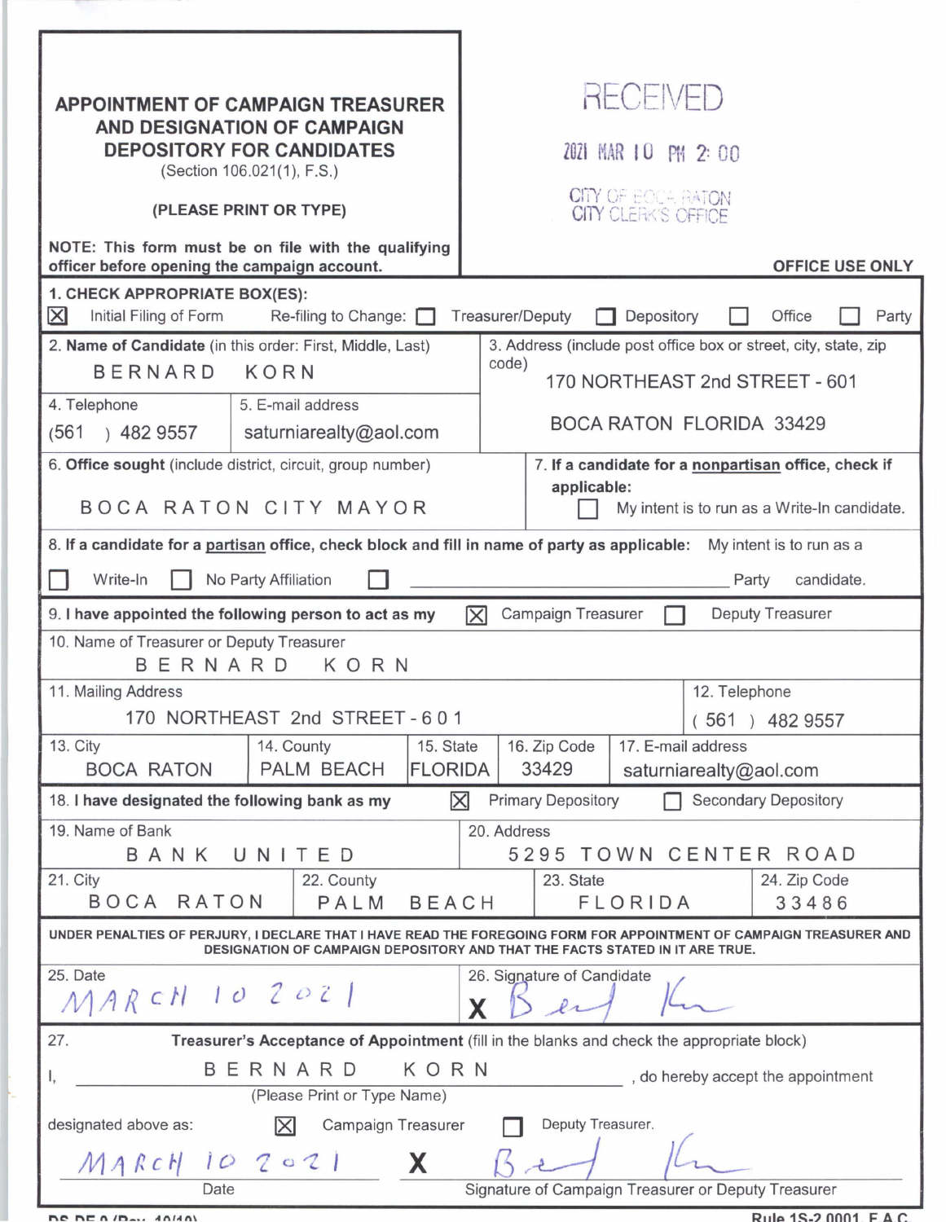# APPOINTMENT OF CAMPAIGN TREASURER AND DESIGNATION OF CAMPAIGN DEPOSITORY FOR CANDIDATES

(Section 106.021(1), F.S.)

**(PLEASE PRINT OR TYPE)**

**NOTE: This form must be on file with the qualifying officer before opening the campaign account.**

RECEIVED
2021 MAR 10 PM 2:00
CITY OF BOCA RATON
CITY CLERK'S OFFICE

**OFFICE USE ONLY**

**1. CHECK APPROPRIATE BOX(ES):**

☒ Initial Filing of Form  Re-filing to Change: ☐ Treasurer/Deputy ☐ Depository ☐ Office ☐ Party

| **2. Name of Candidate** (in this order: First, Middle, Last) | | 3. Address (include post office box or street, city, state, zip code) |
|---|---|---|
| BERNARD KORN | | 170 NORTHEAST 2nd STREET - 601<br>BOCA RATON FLORIDA 33429 |
| 4. Telephone<br>(561) 482 9557 | 5. E-mail address<br>saturniarealty@aol.com | |

| **6. Office sought** (include district, circuit, group number) | **7. If a candidate for a nonpartisan office, check if applicable:** |
|---|---|
| BOCA RATON CITY MAYOR | ☐ My intent is to run as a Write-In candidate. |

**8. If a candidate for a partisan office, check block and fill in name of party as applicable:** My intent is to run as a

☐ Write-In ☐ No Party Affiliation ☐ ______________________ Party candidate.

**9. I have appointed the following person to act as my** ☒ Campaign Treasurer ☐ Deputy Treasurer

| 10. Name of Treasurer or Deputy Treasurer | | | | |
|---|---|---|---|---|
| BERNARD KORN | | | | |
| 11. Mailing Address | | | | 12. Telephone |
| 170 NORTHEAST 2nd STREET - 601 | | | | (561) 482 9557 |
| 13. City | 14. County | 15. State | 16. Zip Code | 17. E-mail address |
| BOCA RATON | PALM BEACH | FLORIDA | 33429 | saturniarealty@aol.com |

**18. I have designated the following bank as my** ☒ Primary Depository ☐ Secondary Depository

| 19. Name of Bank | | 20. Address | |
|---|---|---|---|
| BANK UNITED | | 5295 TOWN CENTER ROAD | |
| 21. City | 22. County | 23. State | 24. Zip Code |
| BOCA RATON | PALM BEACH | FLORIDA | 33486 |

**UNDER PENALTIES OF PERJURY, I DECLARE THAT I HAVE READ THE FOREGOING FORM FOR APPOINTMENT OF CAMPAIGN TREASURER AND DESIGNATION OF CAMPAIGN DEPOSITORY AND THAT THE FACTS STATED IN IT ARE TRUE.**

| 25. Date | 26. Signature of Candidate |
|---|---|
| MARCH 10 2021 | X [signature] |

27. **Treasurer's Acceptance of Appointment** (fill in the blanks and check the appropriate block)

I, BERNARD KORN, do hereby accept the appointment
(Please Print or Type Name)

designated above as: ☒ Campaign Treasurer ☐ Deputy Treasurer.

MARCH 10 2021  X [signature]

Date  Signature of Campaign Treasurer or Deputy Treasurer

DS-DE 9 (Rev. 10/10)  Rule 1S-2.0001, F.A.C.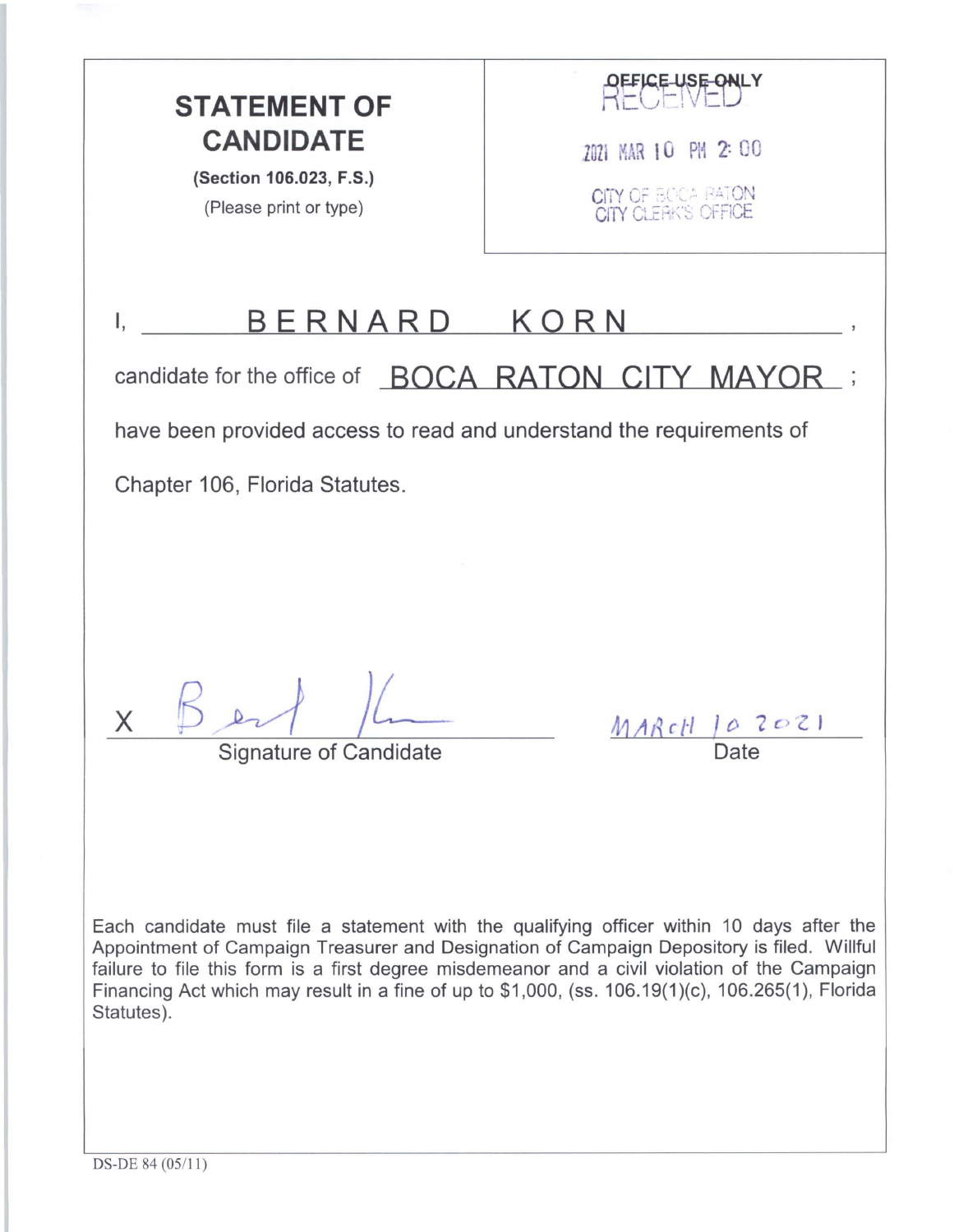# STATEMENT OF CANDIDATE

**(Section 106.023, F.S.)**

(Please print or type)

OFFICE USE ONLY

RECEIVED

2021 MAR 10 PM 2:00

CITY OF BOCA RATON
CITY CLERK'S OFFICE

I, BERNARD KORN,

candidate for the office of BOCA RATON CITY MAYOR;

have been provided access to read and understand the requirements of Chapter 106, Florida Statutes.

X Bert Korn
Signature of Candidate

MARCH 10 2021
Date

Each candidate must file a statement with the qualifying officer within 10 days after the Appointment of Campaign Treasurer and Designation of Campaign Depository is filed. Willful failure to file this form is a first degree misdemeanor and a civil violation of the Campaign Financing Act which may result in a fine of up to $1,000, (ss. 106.19(1)(c), 106.265(1), Florida Statutes).

DS-DE 84 (05/11)